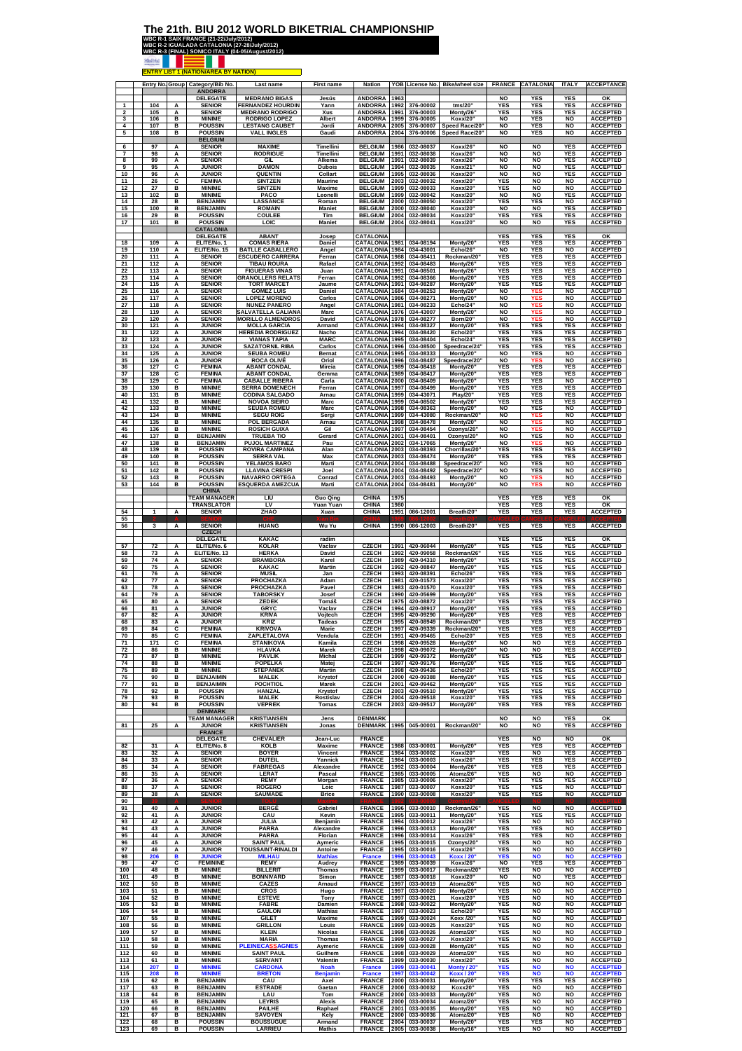# The 21th. BIU 2012 WORLD BIKETRIAL CHAMPIONSHIP

**WBC R-1 SAIX FRANCE (21-22/July/2012)**
**WBC R-2 IGUALADA CATALONIA (27-28/July/2012)**
**WBC R-3 (FINAL) SONICO ITALY (04-05/August/2012)**

**ENTRY LIST 1 (NATION/AREA BY NATION)**

| | Entry No. | Group | Category/Bib No. | Last name | First name | Nation | YOB | License No. | Bike/wheel size | FRANCE | CATALONIA | ITALY | ACCEPTANCE |
|---|---|---|---|---|---|---|---|---|---|---|---|---|---|
| | | | **ANDORRA** | | | | | | | | | | |
| | | | DELEGATE | MEDRANO BIGAS | Jesús | ANDORRA | 1963 | | | NO | YES | YES | OK |
| 1 | 104 | A | SENIOR | FERNANDEZ HOURDIN | Yann | ANDORRA | 1992 | 376-00002 | tms/20" | YES | YES | YES | ACCEPTED |
| 2 | 105 | A | SENIOR | MEDRANO RODRIGO | Xus | ANDORRA | 1991 | 376-00003 | Monty/26" | YES | YES | YES | ACCEPTED |
| 3 | 106 | B | MINIME | RODRIGO LOPEZ | Albert | ANDORRA | 1999 | 376-00005 | Koxx/20" | NO | YES | NO | ACCEPTED |
| 4 | 107 | B | POUSSIN | LESTANG CAUBET | Jordi | ANDORRA | 2005 | 376-00007 | Speed Race/20" | NO | YES | NO | ACCEPTED |
| 5 | 108 | B | POUSSIN | VALL INGLES | Gaudi | ANDORRA | 2004 | 376-00006 | Speed Race/20" | NO | YES | NO | ACCEPTED |
| | | | **BELGIUM** | | | | | | | | | | |
| 6 | 97 | A | SENIOR | MAXIME | Timellini | BELGIUM | 1986 | 032-08037 | Koxx/26" | NO | NO | YES | ACCEPTED |
| 7 | 98 | A | SENIOR | RODRIGUE | Timellini | BELGIUM | 1991 | 032-08038 | Koxx/26" | NO | NO | YES | ACCEPTED |
| 8 | 99 | A | SENIOR | GIL | Alkema | BELGIUM | 1991 | 032-08039 | Koxx/26" | NO | NO | YES | ACCEPTED |
| 9 | 95 | A | JUNIOR | DAMON | Dubois | BELGIUM | 1994 | 032-08035 | Koxx/21" | NO | NO | YES | ACCEPTED |
| 10 | 96 | A | JUNIOR | QUENTIN | Collart | BELGIUM | 1995 | 032-08036 | Koxx/20" | NO | NO | YES | ACCEPTED |
| 11 | 26 | C | FEMINA | SINTZEN | Maurine | BELGIUM | 2003 | 032-08032 | Koxx/20" | YES | NO | NO | ACCEPTED |
| 12 | 27 | B | MINIME | SINTZEN | Maxime | BELGIUM | 1999 | 032-08033 | Koxx/20" | YES | NO | NO | ACCEPTED |
| 13 | 102 | B | MINIME | PACO | Leonelli | BELGIUM | 1999 | 032-08042 | Koxx/20" | NO | NO | YES | ACCEPTED |
| 14 | 28 | B | BENJAMIN | LASSANCE | Roman | BELGIUM | 2000 | 032-08050 | Koxx/20" | YES | YES | NO | ACCEPTED |
| 15 | 100 | B | BENJAMIN | ROMAIN | Maniet | BELGIUM | 2000 | 032-08040 | Koxx/20" | NO | NO | YES | ACCEPTED |
| 16 | 29 | B | POUSSIN | COULEE | Tim | BELGIUM | 2004 | 032-08034 | Koxx/20" | YES | YES | YES | ACCEPTED |
| 17 | 101 | B | POUSSIN | LOIC | Maniet | BELGIUM | 2004 | 032-08041 | Koxx/20" | NO | NO | YES | ACCEPTED |
| | | | **CATALONIA** | | | | | | | | | | |
| | | | DELEGATE | ABANT | Josep | CATALONIA | | | | YES | YES | YES | OK |
| 18 | 109 | A | ELITE/No. 1 | COMAS RIERA | Daniel | CATALONIA | 1981 | 034-08194 | Monty/20" | YES | YES | YES | ACCEPTED |
| 19 | 110 | A | ELITE/No. 15 | BATLLE CABALLERO | Angel | CATALONIA | 1984 | 034-43001 | Echo/26" | NO | YES | NO | ACCEPTED |
| 20 | 111 | A | SENIOR | ESCUDERO CARRERA | Ferran | CATALONIA | 1988 | 034-08411 | Rockman/20" | YES | YES | YES | ACCEPTED |
| 21 | 112 | A | SENIOR | TIBAU ROURA | Rafael | CATALONIA | 1992 | 034-08483 | Monty/26" | YES | YES | YES | ACCEPTED |
| 22 | 113 | A | SENIOR | FIGUERAS VINAS | Juan | CATALONIA | 1991 | 034-08501 | Monty/26" | YES | YES | YES | ACCEPTED |
| 23 | 114 | A | SENIOR | GRANOLLERS RELATS | Ferran | CATALONIA | 1992 | 034-08366 | Monty/20" | YES | YES | YES | ACCEPTED |
| 24 | 115 | A | SENIOR | TORT MARCET | Jaume | CATALONIA | 1991 | 034-08297 | Monty/20" | YES | YES | YES | ACCEPTED |
| 25 | 116 | A | SENIOR | GOMEZ LUIS | Daniel | CATALONIA | 1684 | 034-08253 | Monty/20" | NO | YES | NO | ACCEPTED |
| 26 | 117 | A | SENIOR | LOPEZ MORENO | Carlos | CATALONIA | 1986 | 034-08271 | Monty/20" | NO | YES | NO | ACCEPTED |
| 27 | 118 | A | SENIOR | NUNEZ PANERO | Angel | CATALONIA | 1981 | 034-08233 | Echo/24" | NO | YES | NO | ACCEPTED |
| 28 | 119 | A | SENIOR | SALVATELLA GALIANA | Marc | CATALONIA | 1976 | 034-43007 | Monty/20" | NO | YES | NO | ACCEPTED |
| 29 | 120 | A | SENIOR | MORILLO ALMENDROS | David | CATALONIA | 1978 | 034-08277 | Born/20" | NO | YES | NO | ACCEPTED |
| 30 | 121 | A | JUNIOR | MOLLA GARCIA | Armand | CATALONIA | 1994 | 034-08327 | Monty/20" | YES | YES | YES | ACCEPTED |
| 31 | 122 | A | JUNIOR | HEREDIA RODRIGUEZ | Nacho | CATALONIA | 1994 | 034-08420 | Echo/20" | YES | YES | YES | ACCEPTED |
| 32 | 123 | A | JUNIOR | VIANAS TAPIA | MARC | CATALONIA | 1995 | 034-08404 | Echo/24" | YES | YES | YES | ACCEPTED |
| 33 | 124 | A | JUNIOR | SAZATORNIL RIBA | Carlos | CATALONIA | 1996 | 034-08500 | Speedrace/24" | YES | YES | YES | ACCEPTED |
| 34 | 125 | A | JUNIOR | SEUBA ROMEU | Bernat | CATALONIA | 1995 | 034-08333 | Monty/20" | NO | YES | NO | ACCEPTED |
| 35 | 126 | A | JUNIOR | ROCA OLIVÉ | Oriol | CATALONIA | 1996 | 034-08487 | Speedrace/20" | NO | YES | NO | ACCEPTED |
| 36 | 127 | C | FEMINA | ABANT CONDAL | Mireia | CATALONIA | 1989 | 034-08418 | Monty/20" | YES | YES | YES | ACCEPTED |
| 37 | 128 | C | FEMINA | ABANT CONDAL | Gemma | CATALONIA | 1989 | 034-08417 | Monty/20" | YES | YES | YES | ACCEPTED |
| 38 | 129 | C | FEMINA | CABALLE RIBERA | Carla | CATALONIA | 2000 | 034-08409 | Monty/20" | YES | YES | NO | ACCEPTED |
| 39 | 130 | B | MINIME | SERRA DOMENECH | Ferran | CATALONIA | 1997 | 034-08499 | Monty/20" | YES | YES | YES | ACCEPTED |
| 40 | 131 | B | MINIME | CODINA SALGADO | Arnau | CATALONIA | 1999 | 034-43071 | Play/20" | YES | YES | YES | ACCEPTED |
| 41 | 132 | B | MINIME | NOVOA SIEIRO | Marc | CATALONIA | 1999 | 034-08502 | Monty/20" | YES | YES | YES | ACCEPTED |
| 42 | 133 | B | MINIME | SEUBA ROMEU | Marc | CATALONIA | 1998 | 034-08363 | Monty/20" | NO | YES | NO | ACCEPTED |
| 43 | 134 | B | MINIME | SEGU ROIG | Sergi | CATALONIA | 1999 | 034-43080 | Rockman/20" | NO | YES | NO | ACCEPTED |
| 44 | 135 | B | MINIME | POL BERGADA | Arnau | CATALONIA | 1998 | 034-08478 | Monty/20" | NO | YES | NO | ACCEPTED |
| 45 | 136 | B | MINIME | ROSICH GUIXA | Gil | CATALONIA | 1997 | 034-08454 | Ozonys/20" | NO | YES | NO | ACCEPTED |
| 46 | 137 | B | BENJAMIN | TRUEBA TIO | Gerard | CATALONIA | 2001 | 034-08401 | Ozonys/20" | NO | YES | NO | ACCEPTED |
| 47 | 138 | B | BENJAMIN | PUJOL MARTINEZ | Pau | CATALONIA | 2002 | 034-17065 | Monty/20" | NO | YES | NO | ACCEPTED |
| 48 | 139 | B | POUSSIN | ROVIRA CAMPANA | Alan | CATALONIA | 2003 | 034-08393 | Chorrillas/20" | YES | YES | YES | ACCEPTED |
| 49 | 140 | B | POUSSIN | SERRA VAL | Max | CATALONIA | 2003 | 034-08474 | Monty/20" | YES | YES | YES | ACCEPTED |
| 50 | 141 | B | POUSSIN | YELAMOS BARO | Marti | CATALONIA | 2004 | 034-08488 | Speedrace/20" | NO | YES | NO | ACCEPTED |
| 51 | 142 | B | POUSSIN | LLAVINA CRESPI | Joel | CATALONIA | 2004 | 034-08492 | Speedrace/20" | NO | YES | NO | ACCEPTED |
| 52 | 143 | B | POUSSIN | NAVARRO ORTEGA | Conrad | CATALONIA | 2003 | 034-08493 | Monty/20" | NO | YES | NO | ACCEPTED |
| 53 | 144 | B | POUSSIN | ESQUERDA AMEZCUA | Marti | CATALONIA | 2004 | 034-08481 | Monty/20" | NO | YES | NO | ACCEPTED |
| | | | **CHINA** | | | | | | | | | | |
| | | | TEAM MANAGER | LIU | Guo Qing | CHINA | 1975 | | | YES | YES | YES | OK |
| | | | TRANSLATOR | LV | Yuan Yuan | CHINA | 1980 | | | YES | YES | YES | OK |
| 54 | 1 | A | SENIOR | ZHAO | Xuan | CHINA | 1991 | 086-12001 | Breath/20" | YES | YES | YES | ACCEPTED |
| 55 | 2 | A | SENIOR | | | CHINA | | | | CANCELED | CANCELED | CANCELED | |
| 56 | 3 | A | SENIOR | HUANG | Wu Yu | CHINA | 1990 | 086-12003 | Breath/20" | YES | YES | YES | ACCEPTED |
| | | | **CZECH** | | | | | | | | | | |
| | | | DELEGATE | KAKAC | radim | | | | | YES | YES | YES | OK |
| 57 | 72 | A | ELITE/No. 6 | KOLAR | Vaclav | CZECH | 1991 | 420-06044 | Monty/20" | YES | YES | YES | ACCEPTED |
| 58 | 73 | A | ELITE/No. 13 | HERKA | David | CZECH | 1992 | 420-09058 | Rockman/26" | YES | YES | YES | ACCEPTED |
| 59 | 74 | A | SENIOR | BRAMBORA | Karel | CZECH | 1989 | 420-04310 | Monty/20" | YES | YES | YES | ACCEPTED |
| 60 | 75 | A | SENIOR | KAKAC | Martin | CZECH | 1992 | 420-08847 | Koxx/26" | YES | YES | YES | ACCEPTED |
| 61 | 76 | A | SENIOR | MUSIL | Jan | CZECH | 1993 | 420-08391 | Echo/26" | YES | YES | YES | ACCEPTED |
| 62 | 77 | A | SENIOR | PROCHAZKA | Adam | CZECH | 1981 | 420-01573 | Koxx/20" | YES | YES | YES | ACCEPTED |
| 63 | 78 | A | SENIOR | PROCHAZKA | Pavel | CZECH | 1983 | 420-01570 | Koxx/20" | YES | YES | YES | ACCEPTED |
| 64 | 79 | A | SENIOR | TABORSKY | Josef | CZECH | 1990 | 420-05699 | Monty/20" | YES | YES | YES | ACCEPTED |
| 65 | 80 | A | SENIOR | ZEDEK | Tomáš | CZECH | 1975 | 420-08872 | Koxx/20" | YES | YES | YES | ACCEPTED |
| 66 | 81 | A | JUNIOR | GRYC | Vaclav | CZECH | 1994 | 420-08917 | Monty/20" | YES | YES | YES | ACCEPTED |
| 67 | 82 | A | JUNIOR | KRIVA | Vojtech | CZECH | 1995 | 420-09290 | Monty/20" | YES | YES | YES | ACCEPTED |
| 68 | 83 | A | JUNIOR | KRIZ | Tadeas | CZECH | 1995 | 420-08949 | Rockman/20" | YES | YES | YES | ACCEPTED |
| 69 | 84 | C | FEMINA | KRIVOVA | Marie | CZECH | 1997 | 420-09338 | Rockman/20" | YES | YES | YES | ACCEPTED |
| 70 | 85 | C | FEMINA | ZAPLETALOVA | Vendula | CZECH | 1991 | 420-09465 | Echo/20" | YES | YES | YES | ACCEPTED |
| 71 | 171 | C | FEMINA | STANIKOVA | Kamila | CZECH | 1998 | 420-09528 | Monty/20" | NO | NO | YES | ACCEPTED |
| 72 | 86 | B | MINIME | HLAVKA | Marek | CZECH | 1998 | 420-09072 | Monty/20" | NO | NO | YES | ACCEPTED |
| 73 | 87 | B | MINIME | PAVLIK | Michal | CZECH | 1999 | 420-09372 | Monty/20" | YES | YES | YES | ACCEPTED |
| 74 | 88 | B | MINIME | POPELKA | Matej | CZECH | 1997 | 420-09176 | Monty/20" | YES | YES | YES | ACCEPTED |
| 75 | 89 | B | MINIME | STEPANEK | Martin | CZECH | 1998 | 420-09436 | Echo/20" | YES | YES | YES | ACCEPTED |
| 76 | 90 | B | BENJAIMIN | MALEK | Krystof | CZECH | 2000 | 420-09388 | Monty/20" | YES | YES | YES | ACCEPTED |
| 77 | 91 | B | BENJAIMIN | POCHTIOL | Marek | CZECH | 2001 | 420-09462 | Monty/20" | YES | YES | YES | ACCEPTED |
| 78 | 92 | B | POUSSIN | HANZAL | Krystof | CZECH | 2003 | 420-09510 | Monty/20" | YES | YES | YES | ACCEPTED |
| 79 | 93 | B | POUSSIN | MALEK | Rostislav | CZECH | 2004 | 420-09518 | Koxx/20" | YES | YES | YES | ACCEPTED |
| 80 | 94 | B | POUSSIN | VEPREK | Tomas | CZECH | 2003 | 420-09517 | Monty/20" | YES | YES | YES | ACCEPTED |
| | | | **DENMARK** | | | | | | | | | | |
| | | | TEAM MANAGER | KRISTIANSEN | Jens | DENMARK | | | | NO | NO | YES | OK |
| 81 | 25 | A | JUNIOR | KRISTIANSEN | Jonas | DENMARK | 1995 | 045-00001 | Rockman/20" | NO | NO | YES | ACCEPTED |
| | | | **FRANCE** | | | | | | | | | | |
| | | | DELEGATE | CHEVALIER | Jean-Luc | FRANCE | | | | YES | NO | NO | OK |
| 82 | 31 | A | ELITE/No. 8 | KOLB | Maxime | FRANCE | 1988 | 033-00001 | Monty/20" | YES | YES | YES | ACCEPTED |
| 83 | 32 | A | SENIOR | BOYER | Vincent | FRANCE | 1984 | 033-00002 | Koxx/20" | YES | NO | YES | ACCEPTED |
| 84 | 33 | A | SENIOR | DUTEIL | Yannick | FRANCE | 1984 | 033-00003 | Koxx/26" | YES | YES | YES | ACCEPTED |
| 85 | 34 | A | SENIOR | FABREGAS | Alexandre | FRANCE | 1992 | 033-00004 | Monty/26" | YES | YES | YES | ACCEPTED |
| 86 | 35 | A | SENIOR | LERAT | Pascal | FRANCE | 1985 | 033-00005 | Atomz/26" | YES | NO | NO | ACCEPTED |
| 87 | 36 | A | SENIOR | REMY | Morgan | FRANCE | 1985 | 033-00006 | Koxx/20" | YES | YES | YES | ACCEPTED |
| 88 | 37 | A | SENIOR | ROGERO | Loic | FRANCE | 1987 | 033-00007 | Koxx/20" | YES | YES | NO | ACCEPTED |
| 89 | 38 | A | SENIOR | SAUMADE | Brice | FRANCE | 1990 | 033-00008 | Koxx/20" | YES | YES | NO | ACCEPTED |
| 90 | 39 | A | SENIOR | | | FRANCE | | 033-00009 | | CANCELED | NO | NO | |
| 91 | 40 | A | JUNIOR | BERGÉ | Gabriel | FRANCE | 1996 | 033-00010 | Rockman/26" | YES | NO | NO | ACCEPTED |
| 92 | 41 | A | JUNIOR | CAU | Kevin | FRANCE | 1995 | 033-00011 | Monty/20" | YES | YES | YES | ACCEPTED |
| 93 | 42 | A | JUNIOR | JULIA | Benjamin | FRANCE | 1994 | 033-00012 | Koxx/26" | YES | NO | NO | ACCEPTED |
| 94 | 43 | A | JUNIOR | PARRA | Alexandre | FRANCE | 1996 | 033-00013 | Monty/20" | YES | YES | NO | ACCEPTED |
| 95 | 44 | A | JUNIOR | PARRA | Florian | FRANCE | 1996 | 033-00014 | Koxx/26" | YES | YES | NO | ACCEPTED |
| 96 | 45 | A | JUNIOR | SAINT PAUL | Aymeric | FRANCE | 1995 | 033-00015 | Ozonys/20" | YES | NO | NO | ACCEPTED |
| 97 | 46 | A | JUNIOR | TOUSSAINT-RINALDI | Antoine | FRANCE | 1995 | 033-00016 | Koxx/26" | YES | NO | NO | ACCEPTED |
| 98 | 206 | B | JUNIOR | MILHAU | Mathias | France | 1996 | 033-00043 | Koxx / 20" | YES | NO | NO | ACCEPTED |
| 99 | 47 | C | FEMININE | REMY | Audrey | FRANCE | 1989 | 033-00039 | Koxx/26" | NO | YES | YES | ACCEPTED |
| 100 | 48 | B | MINIME | BILLERIT | Thomas | FRANCE | 1999 | 033-00017 | Rockman/20" | YES | NO | NO | ACCEPTED |
| 101 | 49 | B | MINIME | BONNIVARD | Simon | FRANCE | 1987 | 033-00018 | Koxx/20" | NO | NO | YES | ACCEPTED |
| 102 | 50 | B | MINIME | CAZES | Arnaud | FRANCE | 1997 | 033-00019 | Atomz/26" | YES | NO | NO | ACCEPTED |
| 103 | 51 | B | MINIME | CROS | Hugo | FRANCE | 1997 | 033-00020 | Monty/20" | YES | NO | NO | ACCEPTED |
| 104 | 52 | B | MINIME | ESTEVE | Tony | FRANCE | 1997 | 033-00021 | Koxx/20" | YES | NO | NO | ACCEPTED |
| 105 | 53 | B | MINIME | FABRE | Damien | FRANCE | 1998 | 033-00022 | Monty/20" | YES | NO | NO | ACCEPTED |
| 106 | 54 | B | MINIME | GAULON | Mathias | FRANCE | 1997 | 033-00023 | Echo/20" | YES | NO | NO | ACCEPTED |
| 107 | 55 | B | MINIME | GILET | Maxime | FRANCE | 1999 | 033-00024 | Koxx /20" | YES | NO | NO | ACCEPTED |
| 108 | 56 | B | MINIME | GRILLON | Louis | FRANCE | 1999 | 033-00025 | Koxx/20" | YES | NO | NO | ACCEPTED |
| 109 | 57 | B | MINIME | KLEIN | Nicolas | FRANCE | 1998 | 033-00026 | Atomz/20" | YES | NO | NO | ACCEPTED |
| 110 | 58 | B | MINIME | MARIA | Thomas | FRANCE | 1999 | 033-00027 | Koxx/20" | YES | NO | NO | ACCEPTED |
| 111 | 59 | B | MINIME | PLEINECASSAGNES | Aymeric | FRANCE | 1999 | 033-00028 | Monty/20" | YES | NO | NO | ACCEPTED |
| 112 | 60 | B | MINIME | SAINT PAUL | Guilhem | FRANCE | 1998 | 033-00029 | Atomz/20" | YES | NO | NO | ACCEPTED |
| 113 | 61 | B | MINIME | SERVANT | Valentin | FRANCE | 1999 | 033-00030 | Koxx/20" | YES | NO | NO | ACCEPTED |
| 114 | 207 | B | MINIME | CARDONA | Noah | France | 1999 | 033-00041 | Monty / 20" | YES | NO | NO | ACCEPTED |
| 115 | 208 | B | MINIME | BRETON | Benjamin | France | 1997 | 033-00042 | Koxx / 20" | YES | NO | NO | ACCEPTED |
| 116 | 62 | B | BENJAMIN | CAU | Axel | FRANCE | 2000 | 033-00031 | Monty/20" | YES | YES | YES | ACCEPTED |
| 117 | 63 | B | BENJAMIN | ESTRADE | Gaetan | FRANCE | 2000 | 033-00032 | Koxx20" | YES | NO | NO | ACCEPTED |
| 118 | 64 | B | BENJAMIN | LAU | Tom | FRANCE | 2000 | 033-00033 | Monty/20" | YES | NO | NO | ACCEPTED |
| 119 | 65 | B | BENJAMIN | LEYRIS | Alexis | FRANCE | 2000 | 033-00034 | Atomz/20" | YES | NO | NO | ACCEPTED |
| 120 | 66 | B | BENJAMIN | PAILHE | Raphael | FRANCE | 2001 | 033-00035 | Monty/20" | YES | NO | NO | ACCEPTED |
| 121 | 67 | B | BENJAMIN | SAVOYEN | Kely | FRANCE | 2000 | 033-00036 | Atomz/20" | YES | NO | NO | ACCEPTED |
| 122 | 68 | B | POUSSIN | BOUSSUGUE | Armand | FRANCE | 2004 | 033-00037 | Monty/20" | YES | YES | NO | ACCEPTED |
| 123 | 69 | B | POUSSIN | LARRIEU | Mathis | FRANCE | 2005 | 033-00038 | Monty/16" | YES | NO | NO | ACCEPTED |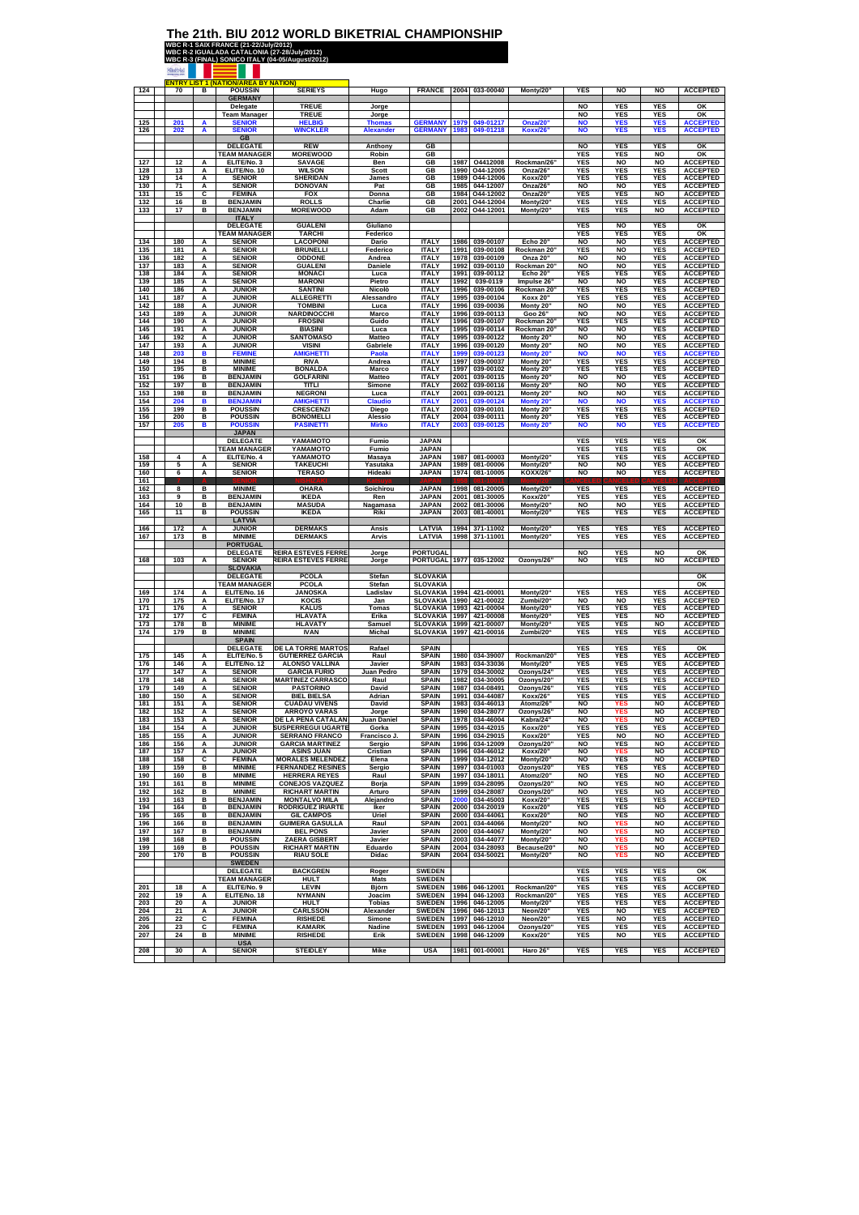# The 21th. BIU 2012 WORLD BIKETRIAL CHAMPIONSHIP

**WBC R-1 SAIX FRANCE (21-22/July/2012)**
**WBC R-2 IGUALADA CATALONIA (27-28/July/2012)**
**WBC R-3 (FINAL) SONICO ITALY (04-05/August/2012)**

**ENTRY LIST 1 (NATION/AREA BY NATION)**

| | | | | | | | | | | | | | |
|---|---|---|---|---|---|---|---|---|---|---|---|---|---|
| 124 | 70 | B | POUSSIN | SERIEYS | Hugo | FRANCE | 2004 | 033-00040 | Monty/20" | YES | NO | NO | ACCEPTED |
| | | | GERMANY | | | | | | | | | | |
| | | | Delegate | TREUE | Jorge | | | | | NO | YES | YES | OK |
| | | | Team Manager | TREUE | Jorge | | | | | NO | YES | YES | OK |
| 125 | 201 | A | SENIOR | HELBIG | Thomas | GERMANY | 1979 | 049-01217 | Onza/20" | NO | YES | YES | ACCEPTED |
| 126 | 202 | A | SENIOR | WINCKLER | Alexander | GERMANY | 1983 | 049-01218 | Koxx/26" | NO | YES | YES | ACCEPTED |
| | | | GB | | | | | | | | | | |
| | | | DELEGATE | REW | Anthony | GB | | | | NO | YES | YES | OK |
| | | | TEAM MANAGER | MOREWOOD | Robin | GB | | | | YES | YES | NO | OK |
| 127 | 12 | A | ELITE/No. 3 | SAVAGE | Ben | GB | 1987 | O4412008 | Rockman/26" | YES | NO | NO | ACCEPTED |
| 128 | 13 | A | ELITE/No. 10 | WILSON | Scott | GB | 1990 | O44-12005 | Onza/26" | YES | YES | YES | ACCEPTED |
| 129 | 14 | A | SENIOR | SHERIDAN | James | GB | 1989 | O44-12006 | Koxx/20" | YES | YES | YES | ACCEPTED |
| 130 | 71 | A | SENIOR | DONOVAN | Pat | GB | 1985 | 044-12007 | Onza/26" | NO | NO | YES | ACCEPTED |
| 131 | 15 | C | FEMINA | FOX | Donna | GB | 1984 | O44-12002 | Onza/20" | YES | YES | NO | ACCEPTED |
| 132 | 16 | B | BENJAMIN | ROLLS | Charlie | GB | 2001 | O44-12004 | Monty/20" | YES | YES | YES | ACCEPTED |
| 133 | 17 | B | BENJAMIN | MOREWOOD | Adam | GB | 2002 | O44-12001 | Monty/20" | YES | YES | NO | ACCEPTED |
| | | | ITALY | | | | | | | | | | |
| | | | DELEGATE | GUALENI | Giuliano | | | | | YES | NO | YES | OK |
| | | | TEAM MANAGER | TARCHI | Federico | | | | | YES | YES | YES | OK |
| 134 | 180 | A | SENIOR | LACOPONI | Dario | ITALY | 1986 | 039-00107 | Echo 20" | NO | NO | YES | ACCEPTED |
| 135 | 181 | A | SENIOR | BRUNELLI | Federico | ITALY | 1991 | 039-00108 | Rockman 20" | YES | NO | YES | ACCEPTED |
| 136 | 182 | A | SENIOR | ODDONE | Andrea | ITALY | 1978 | 039-00109 | Onza 20" | NO | NO | YES | ACCEPTED |
| 137 | 183 | A | SENIOR | GUALENI | Daniele | ITALY | 1992 | 039-00110 | Rockman 20" | NO | NO | YES | ACCEPTED |
| 138 | 184 | A | SENIOR | MONACI | Luca | ITALY | 1991 | 039-00112 | Echo 20" | YES | YES | YES | ACCEPTED |
| 139 | 185 | A | SENIOR | MARONI | Pietro | ITALY | 1992 | 039-0119 | Impulse 26" | NO | NO | YES | ACCEPTED |
| 140 | 186 | A | JUNIOR | SANTINI | Nicolò | ITALY | 1996 | 039-00106 | Rockman 20" | YES | YES | YES | ACCEPTED |
| 141 | 187 | A | JUNIOR | ALLEGRETTI | Alessandro | ITALY | 1995 | 039-00104 | Koxx 20" | YES | YES | YES | ACCEPTED |
| 142 | 188 | A | JUNIOR | TOMBINI | Luca | ITALY | 1996 | 039-00036 | Monty 20" | NO | NO | YES | ACCEPTED |
| 143 | 189 | A | JUNIOR | NARDINOCCHI | Marco | ITALY | 1996 | 039-00113 | Goo 26" | NO | NO | YES | ACCEPTED |
| 144 | 190 | A | JUNIOR | FROSINI | Guido | ITALY | 1996 | 039-00107 | Rockman 20" | YES | YES | YES | ACCEPTED |
| 145 | 191 | A | JUNIOR | BIASINI | Luca | ITALY | 1995 | 039-00114 | Rockman 20" | NO | NO | YES | ACCEPTED |
| 146 | 192 | A | JUNIOR | SANTOMASO | Matteo | ITALY | 1995 | 039-00122 | Monty 20" | NO | NO | YES | ACCEPTED |
| 147 | 193 | A | JUNIOR | VISINI | Gabriele | ITALY | 1996 | 039-00120 | Monty 20" | NO | NO | YES | ACCEPTED |
| 148 | 203 | B | FEMINE | AMIGHETTI | Paola | ITALY | 1999 | 039-00123 | Monty 20" | NO | NO | YES | ACCEPTED |
| 149 | 194 | B | MINIME | RIVA | Andrea | ITALY | 1997 | 039-00037 | Monty 20" | YES | YES | YES | ACCEPTED |
| 150 | 195 | B | MINIME | BONALDA | Marco | ITALY | 1997 | 039-00102 | Monty 20" | YES | YES | YES | ACCEPTED |
| 151 | 196 | B | BENJAMIN | GOLFARINI | Matteo | ITALY | 2001 | 039-00115 | Monty 20" | NO | NO | YES | ACCEPTED |
| 152 | 197 | B | BENJAMIN | TITLI | Simone | ITALY | 2002 | 039-00116 | Monty 20" | NO | NO | YES | ACCEPTED |
| 153 | 198 | B | BENJAMIN | NEGRONI | Luca | ITALY | 2001 | 039-00121 | Monty 20" | NO | NO | YES | ACCEPTED |
| 154 | 204 | B | BENJAMIN | AMIGHETTI | Claudio | ITALY | 2001 | 039-00124 | Monty 20" | NO | NO | YES | ACCEPTED |
| 155 | 199 | B | POUSSIN | CRESCENZI | Diego | ITALY | 2003 | 039-00101 | Monty 20" | YES | YES | YES | ACCEPTED |
| 156 | 200 | B | POUSSIN | BONOMELLI | Alessio | ITALY | 2004 | 039-00111 | Monty 20" | YES | YES | YES | ACCEPTED |
| 157 | 205 | B | POUSSIN | PASINETTI | Mirko | ITALY | 2003 | 039-00125 | Monty 20" | NO | NO | YES | ACCEPTED |
| | | | JAPAN | | | | | | | | | | |
| | | | DELEGATE | YAMAMOTO | Fumio | JAPAN | | | | YES | YES | YES | OK |
| | | | TEAM MANAGER | YAMAMOTO | Fumio | JAPAN | | | | YES | YES | YES | OK |
| 158 | 4 | A | ELITE/No. 4 | YAMAMOTO | Masaya | JAPAN | 1987 | 081-00003 | Monty/20" | YES | YES | YES | ACCEPTED |
| 159 | 5 | A | SENIOR | TAKEUCHI | Yasutaka | JAPAN | 1989 | 081-00006 | Monty/20" | NO | NO | YES | ACCEPTED |
| 160 | 6 | A | SENIOR | TERASO | Hideaki | JAPAN | 1974 | 081-10005 | KOXX/26" | NO | NO | YES | ACCEPTED |
| 161 | 7 | A | SENIOR | | | JAPAN | | | | CANCELED | CANCELED | CANCELED | ACCEPTED |
| 162 | 8 | B | MINIME | OHARA | Soichirou | JAPAN | 1998 | 081-20005 | Monty/20" | YES | YES | YES | ACCEPTED |
| 163 | 9 | B | BENJAMIN | IKEDA | Ren | JAPAN | 2001 | 081-30005 | Koxx/20" | YES | YES | YES | ACCEPTED |
| 164 | 10 | B | BENJAMIN | MASUDA | Nagamasa | JAPAN | 2002 | 081-30006 | Monty/20" | NO | NO | YES | ACCEPTED |
| 165 | 11 | B | POUSSIN | IKEDA | Riki | JAPAN | 2003 | 081-40001 | Monty/20" | YES | YES | YES | ACCEPTED |
| | | | LATVIA | | | | | | | | | | |
| 166 | 172 | A | JUNIOR | DERMAKS | Ansis | LATVIA | 1994 | 371-11002 | Monty/20" | YES | YES | YES | ACCEPTED |
| 167 | 173 | B | MINIME | DERMAKS | Arvis | LATVIA | 1998 | 371-11001 | Monty/20" | YES | YES | YES | ACCEPTED |
| | | | PORTUGAL | | | | | | | | | | |
| | | | DELEGATE | REIRA ESTEVES FERRE | Jorge | PORTUGAL | | | | NO | YES | NO | OK |
| 168 | 103 | A | SENIOR | REIRA ESTEVES FERRE | Jorge | PORTUGAL | 1977 | 035-12002 | Ozonys/26" | NO | YES | NO | ACCEPTED |
| | | | SLOVAKIA | | | | | | | | | | |
| | | | DELEGATE | PCOLA | Stefan | SLOVAKIA | | | | | | | OK |
| | | | TEAM MANAGER | PCOLA | Stefan | SLOVAKIA | | | | | | | OK |
| 169 | 174 | A | ELITE/No. 16 | JANOSKA | Ladislav | SLOVAKIA | 1994 | 421-00001 | Monty/20" | YES | YES | YES | ACCEPTED |
| 170 | 175 | A | ELITE/No. 17 | KOCIS | Jan | SLOVAKIA | 1990 | 421-00002 | Zumbi/20" | NO | NO | YES | ACCEPTED |
| 171 | 176 | A | SENIOR | KALUS | Tomas | SLOVAKIA | 1993 | 421-00004 | Monty/20" | YES | YES | YES | ACCEPTED |
| 172 | 177 | C | FEMINA | HLAVATA | Erika | SLOVAKIA | 1997 | 421-00008 | Monty/20" | YES | YES | NO | ACCEPTED |
| 173 | 178 | B | MINIME | HLAVATY | Samuel | SLOVAKIA | 1999 | 421-00007 | Monty/20" | YES | YES | NO | ACCEPTED |
| 174 | 179 | B | MINIME | IVAN | Michal | SLOVAKIA | 1997 | 421-00016 | Zumbi/20" | YES | YES | YES | ACCEPTED |
| | | | SPAIN | | | | | | | | | | |
| | | | DELEGATE | DE LA TORRE MARTOS | Rafael | SPAIN | | | | YES | YES | YES | OK |
| 175 | 145 | A | ELITE/No. 5 | GUTIERREZ GARCIA | Raul | SPAIN | 1980 | 034-39007 | Rockman/20" | YES | YES | YES | ACCEPTED |
| 176 | 146 | A | ELITE/No. 12 | ALONSO VALLINA | Javier | SPAIN | 1983 | 034-33036 | Monty/20" | YES | YES | YES | ACCEPTED |
| 177 | 147 | A | SENIOR | GARCIA FURIO | Juan Pedro | SPAIN | 1979 | 034-30002 | Ozonys/24" | YES | YES | YES | ACCEPTED |
| 178 | 148 | A | SENIOR | MARTINEZ CARRASCO | Raul | SPAIN | 1982 | 034-30005 | Ozonys/20" | YES | YES | YES | ACCEPTED |
| 179 | 149 | A | SENIOR | PASTORINO | David | SPAIN | 1987 | 034-08491 | Ozonys/26" | YES | YES | YES | ACCEPTED |
| 180 | 150 | A | SENIOR | BIEL BIELSA | Adrian | SPAIN | 1991 | 034-44087 | Koxx/26" | YES | YES | YES | ACCEPTED |
| 181 | 151 | A | SENIOR | CUADAU VIVENS | David | SPAIN | 1983 | 034-46013 | Atomz/26" | NO | YES | NO | ACCEPTED |
| 182 | 152 | A | SENIOR | ARROYO VARAS | Jorge | SPAIN | 1990 | 034-28077 | Ozonys/26" | NO | YES | NO | ACCEPTED |
| 183 | 153 | A | SENIOR | DE LA PENA CATALAN | Juan Daniel | SPAIN | 1978 | 034-46004 | Kabra/24" | NO | YES | NO | ACCEPTED |
| 184 | 154 | A | JUNIOR | SUSPERREGUI UGARTE | Gorka | SPAIN | 1995 | 034-42015 | Koxx/20" | YES | YES | YES | ACCEPTED |
| 185 | 155 | A | JUNIOR | SERRANO FRANCO | Francisco J. | SPAIN | 1996 | 034-29015 | Koxx/20" | YES | NO | NO | ACCEPTED |
| 186 | 156 | A | JUNIOR | GARCIA MARTINEZ | Sergio | SPAIN | 1996 | 034-12009 | Ozonys/20" | NO | YES | NO | ACCEPTED |
| 187 | 157 | A | JUNIOR | ASINS JUAN | Cristian | SPAIN | 1996 | 034-46012 | Koxx/20" | NO | YES | NO | ACCEPTED |
| 188 | 158 | C | FEMINA | MORALES MELENDEZ | Elena | SPAIN | 1999 | 034-12012 | Monty/20" | NO | YES | NO | ACCEPTED |
| 189 | 159 | B | MINIME | FERNANDEZ RESINES | Sergio | SPAIN | 1997 | 034-01003 | Ozonys/20" | YES | YES | YES | ACCEPTED |
| 190 | 160 | B | MINIME | HERRERA REYES | Raul | SPAIN | 1997 | 034-18011 | Atomz/20" | NO | YES | NO | ACCEPTED |
| 191 | 161 | B | MINIME | CONEJOS VAZQUEZ | Borja | SPAIN | 1999 | 034-28095 | Ozonys/20" | NO | YES | NO | ACCEPTED |
| 192 | 162 | B | MINIME | RICHART MARTIN | Arturo | SPAIN | 1999 | 034-28087 | Ozonys/20" | NO | YES | NO | ACCEPTED |
| 193 | 163 | B | BENJAMIN | MONTALVO MILA | Alejandro | SPAIN | 2000 | 034-45003 | Koxx/20" | YES | YES | YES | ACCEPTED |
| 194 | 164 | B | BENJAMIN | RODRIGUEZ IRIARTE | Iker | SPAIN | 2000 | 034-20019 | Koxx/20" | YES | YES | NO | ACCEPTED |
| 195 | 165 | B | BENJAMIN | GIL CAMPOS | Uriel | SPAIN | 2000 | 034-44061 | Koxx/20" | NO | YES | NO | ACCEPTED |
| 196 | 166 | B | BENJAMIN | GUIMERA GASULLA | Raul | SPAIN | 2001 | 034-44066 | Monty/20" | NO | YES | NO | ACCEPTED |
| 197 | 167 | B | BENJAMIN | BEL PONS | Javier | SPAIN | 2000 | 034-44067 | Monty/20" | NO | YES | NO | ACCEPTED |
| 198 | 168 | B | POUSSIN | ZAERA GISBERT | Javier | SPAIN | 2003 | 034-44077 | Monty/20" | NO | YES | NO | ACCEPTED |
| 199 | 169 | B | POUSSIN | RICHART MARTIN | Eduardo | SPAIN | 2004 | 034-28093 | Because/20" | NO | YES | NO | ACCEPTED |
| 200 | 170 | B | POUSSIN | RIAU SOLE | Didac | SPAIN | 2004 | 034-50021 | Monty/20" | NO | YES | NO | ACCEPTED |
| | | | SWEDEN | | | | | | | | | | |
| | | | DELEGATE | BACKGREN | Roger | SWEDEN | | | | YES | YES | YES | OK |
| | | | TEAM MANAGER | HULT | Mats | SWEDEN | | | | YES | YES | YES | OK |
| 201 | 18 | A | ELITE/No. 9 | LEVIN | Björn | SWEDEN | 1986 | 046-12001 | Rockman/20" | YES | YES | YES | ACCEPTED |
| 202 | 19 | A | ELITE/No. 18 | NYMANN | Joacim | SWEDEN | 1994 | 046-12003 | Rockman/20" | YES | YES | YES | ACCEPTED |
| 203 | 20 | A | JUNIOR | HULT | Tobias | SWEDEN | 1996 | 046-12005 | Monty/20" | YES | YES | YES | ACCEPTED |
| 204 | 21 | A | JUNIOR | CARLSSON | Alexander | SWEDEN | 1996 | 046-12013 | Neon/20" | YES | NO | YES | ACCEPTED |
| 205 | 22 | C | FEMINA | RISHEDE | Simone | SWEDEN | 1997 | 046-12010 | Neon/20" | YES | NO | YES | ACCEPTED |
| 206 | 23 | C | FEMINA | KAMARK | Nadine | SWEDEN | 1993 | 046-12004 | Ozonys/20" | YES | YES | YES | ACCEPTED |
| 207 | 24 | B | MINIME | RISHEDE | Erik | SWEDEN | 1998 | 046-12009 | Koxx/20" | YES | NO | YES | ACCEPTED |
| | | | USA | | | | | | | | | | |
| 208 | 30 | A | SENIOR | STEIDLEY | Mike | USA | 1981 | 001-00001 | Haro 26" | YES | YES | YES | ACCEPTED |